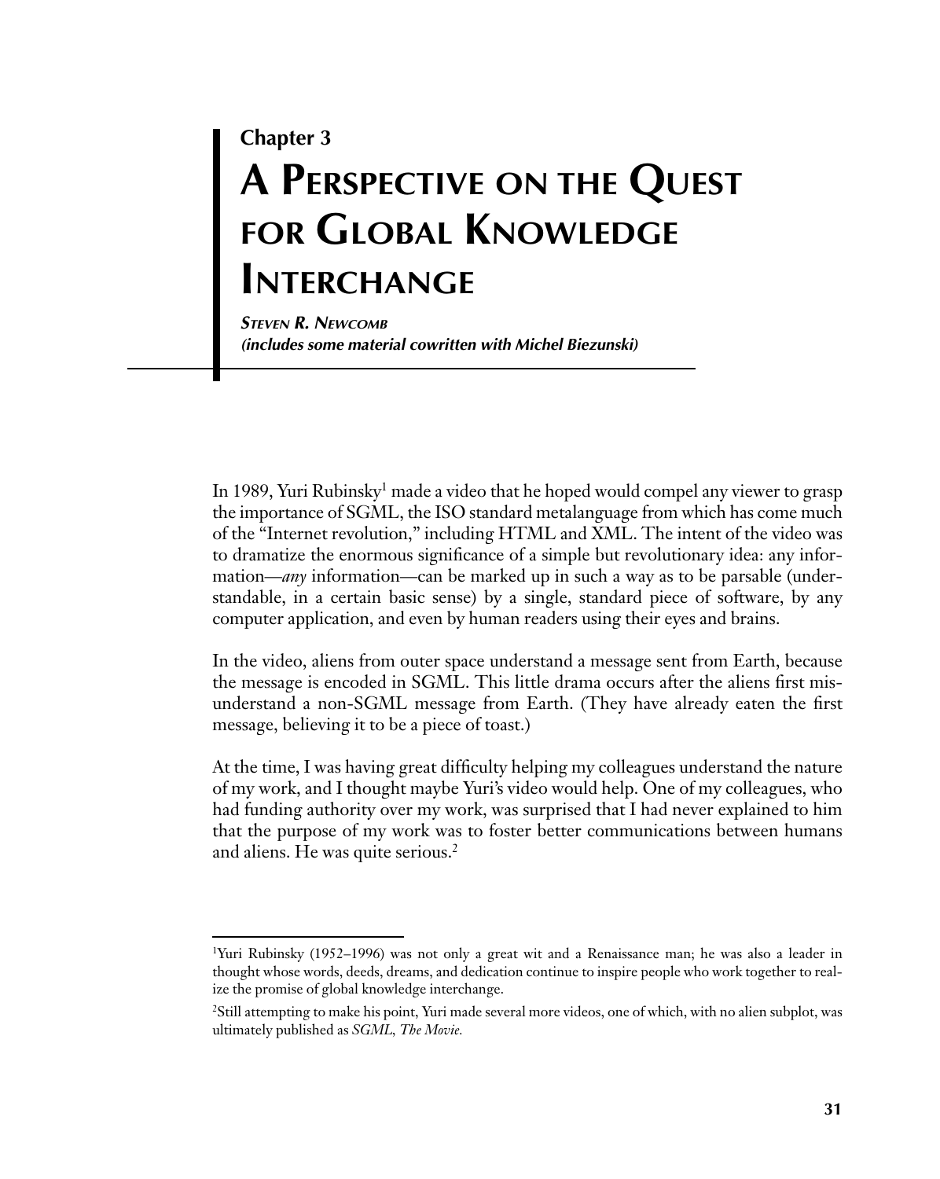Chapter 3

# A Perspective on the Quest for Global Knowledge Interchange

***Steven R. Newcomb***
***(includes some material cowritten with Michel Biezunski)***

In 1989, Yuri Rubinsky[1] made a video that he hoped would compel any viewer to grasp the importance of SGML, the ISO standard metalanguage from which has come much of the "Internet revolution," including HTML and XML. The intent of the video was to dramatize the enormous significance of a simple but revolutionary idea: any information—*any* information—can be marked up in such a way as to be parsable (understandable, in a certain basic sense) by a single, standard piece of software, by any computer application, and even by human readers using their eyes and brains.

In the video, aliens from outer space understand a message sent from Earth, because the message is encoded in SGML. This little drama occurs after the aliens first misunderstand a non-SGML message from Earth. (They have already eaten the first message, believing it to be a piece of toast.)

At the time, I was having great difficulty helping my colleagues understand the nature of my work, and I thought maybe Yuri's video would help. One of my colleagues, who had funding authority over my work, was surprised that I had never explained to him that the purpose of my work was to foster better communications between humans and aliens. He was quite serious.[2]

---

[1] Yuri Rubinsky (1952–1996) was not only a great wit and a Renaissance man; he was also a leader in thought whose words, deeds, dreams, and dedication continue to inspire people who work together to realize the promise of global knowledge interchange.

[2] Still attempting to make his point, Yuri made several more videos, one of which, with no alien subplot, was ultimately published as *SGML, The Movie.*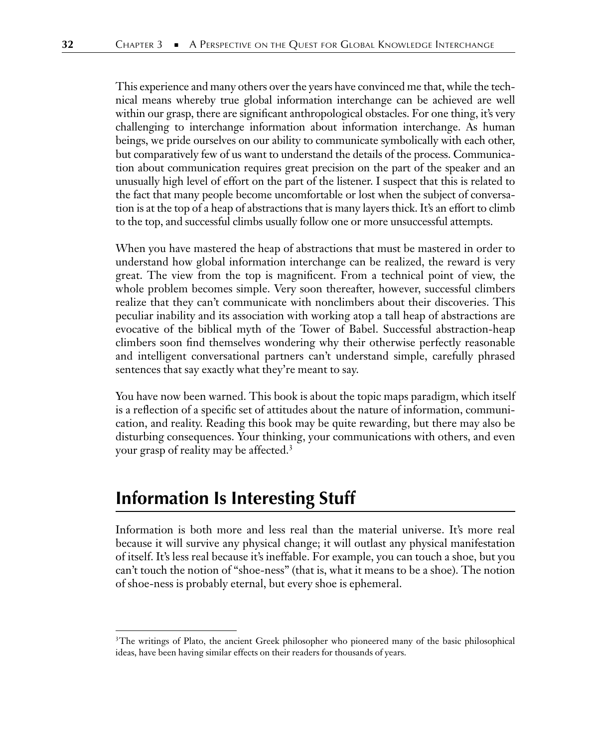This experience and many others over the years have convinced me that, while the technical means whereby true global information interchange can be achieved are well within our grasp, there are significant anthropological obstacles. For one thing, it's very challenging to interchange information about information interchange. As human beings, we pride ourselves on our ability to communicate symbolically with each other, but comparatively few of us want to understand the details of the process. Communication about communication requires great precision on the part of the speaker and an unusually high level of effort on the part of the listener. I suspect that this is related to the fact that many people become uncomfortable or lost when the subject of conversation is at the top of a heap of abstractions that is many layers thick. It's an effort to climb to the top, and successful climbs usually follow one or more unsuccessful attempts.

When you have mastered the heap of abstractions that must be mastered in order to understand how global information interchange can be realized, the reward is very great. The view from the top is magnificent. From a technical point of view, the whole problem becomes simple. Very soon thereafter, however, successful climbers realize that they can't communicate with nonclimbers about their discoveries. This peculiar inability and its association with working atop a tall heap of abstractions are evocative of the biblical myth of the Tower of Babel. Successful abstraction-heap climbers soon find themselves wondering why their otherwise perfectly reasonable and intelligent conversational partners can't understand simple, carefully phrased sentences that say exactly what they're meant to say.

You have now been warned. This book is about the topic maps paradigm, which itself is a reflection of a specific set of attitudes about the nature of information, communication, and reality. Reading this book may be quite rewarding, but there may also be disturbing consequences. Your thinking, your communications with others, and even your grasp of reality may be affected.[3]

## Information Is Interesting Stuff

Information is both more and less real than the material universe. It's more real because it will survive any physical change; it will outlast any physical manifestation of itself. It's less real because it's ineffable. For example, you can touch a shoe, but you can't touch the notion of "shoe-ness" (that is, what it means to be a shoe). The notion of shoe-ness is probably eternal, but every shoe is ephemeral.

---

[3]The writings of Plato, the ancient Greek philosopher who pioneered many of the basic philosophical ideas, have been having similar effects on their readers for thousands of years.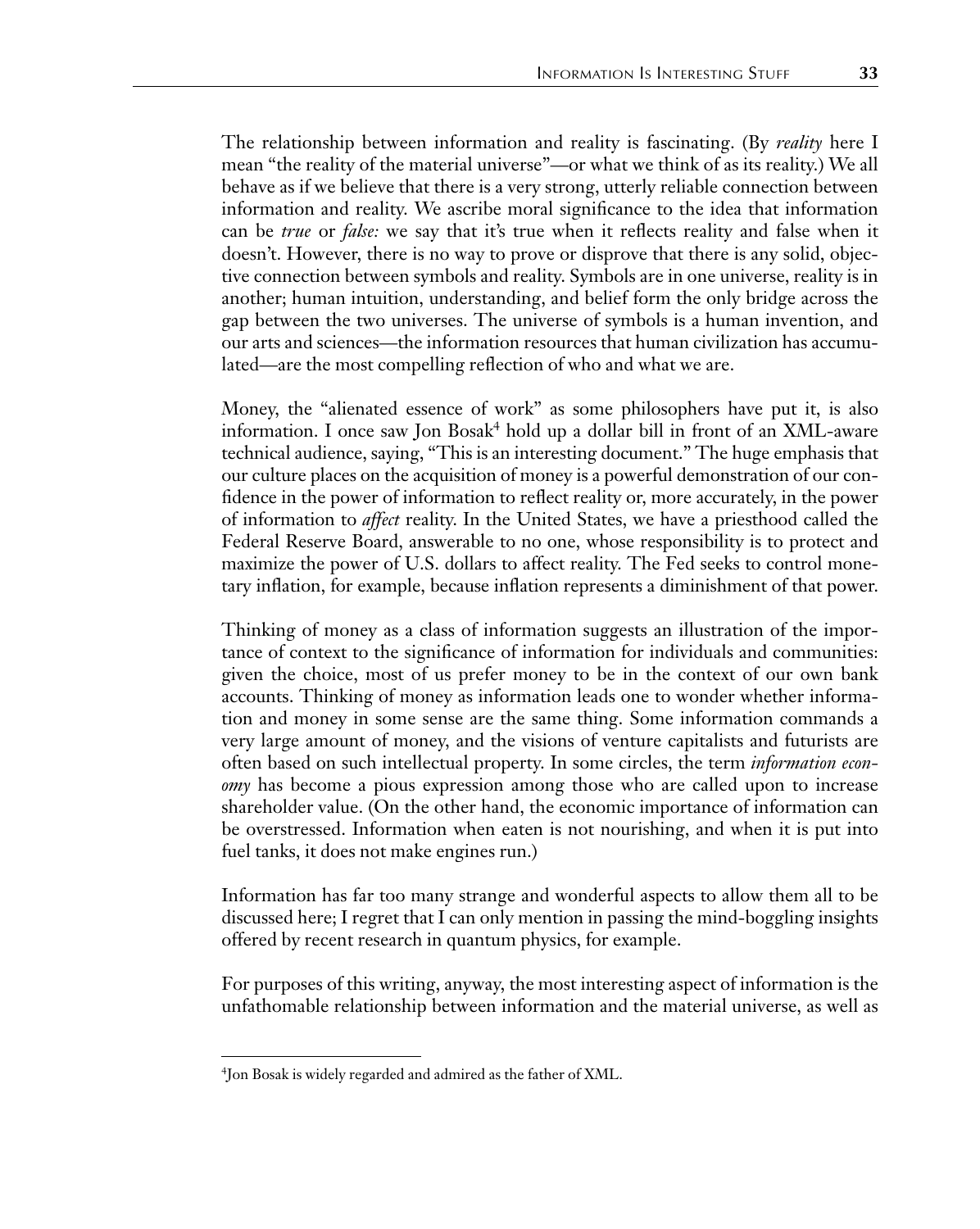The relationship between information and reality is fascinating. (By *reality* here I mean "the reality of the material universe"—or what we think of as its reality.) We all behave as if we believe that there is a very strong, utterly reliable connection between information and reality. We ascribe moral significance to the idea that information can be *true* or *false:* we say that it's true when it reflects reality and false when it doesn't. However, there is no way to prove or disprove that there is any solid, objective connection between symbols and reality. Symbols are in one universe, reality is in another; human intuition, understanding, and belief form the only bridge across the gap between the two universes. The universe of symbols is a human invention, and our arts and sciences—the information resources that human civilization has accumulated—are the most compelling reflection of who and what we are.

Money, the "alienated essence of work" as some philosophers have put it, is also information. I once saw Jon Bosak[4] hold up a dollar bill in front of an XML-aware technical audience, saying, "This is an interesting document." The huge emphasis that our culture places on the acquisition of money is a powerful demonstration of our confidence in the power of information to reflect reality or, more accurately, in the power of information to *affect* reality. In the United States, we have a priesthood called the Federal Reserve Board, answerable to no one, whose responsibility is to protect and maximize the power of U.S. dollars to affect reality. The Fed seeks to control monetary inflation, for example, because inflation represents a diminishment of that power.

Thinking of money as a class of information suggests an illustration of the importance of context to the significance of information for individuals and communities: given the choice, most of us prefer money to be in the context of our own bank accounts. Thinking of money as information leads one to wonder whether information and money in some sense are the same thing. Some information commands a very large amount of money, and the visions of venture capitalists and futurists are often based on such intellectual property. In some circles, the term *information economy* has become a pious expression among those who are called upon to increase shareholder value. (On the other hand, the economic importance of information can be overstressed. Information when eaten is not nourishing, and when it is put into fuel tanks, it does not make engines run.)

Information has far too many strange and wonderful aspects to allow them all to be discussed here; I regret that I can only mention in passing the mind-boggling insights offered by recent research in quantum physics, for example.

For purposes of this writing, anyway, the most interesting aspect of information is the unfathomable relationship between information and the material universe, as well as

---

[4] Jon Bosak is widely regarded and admired as the father of XML.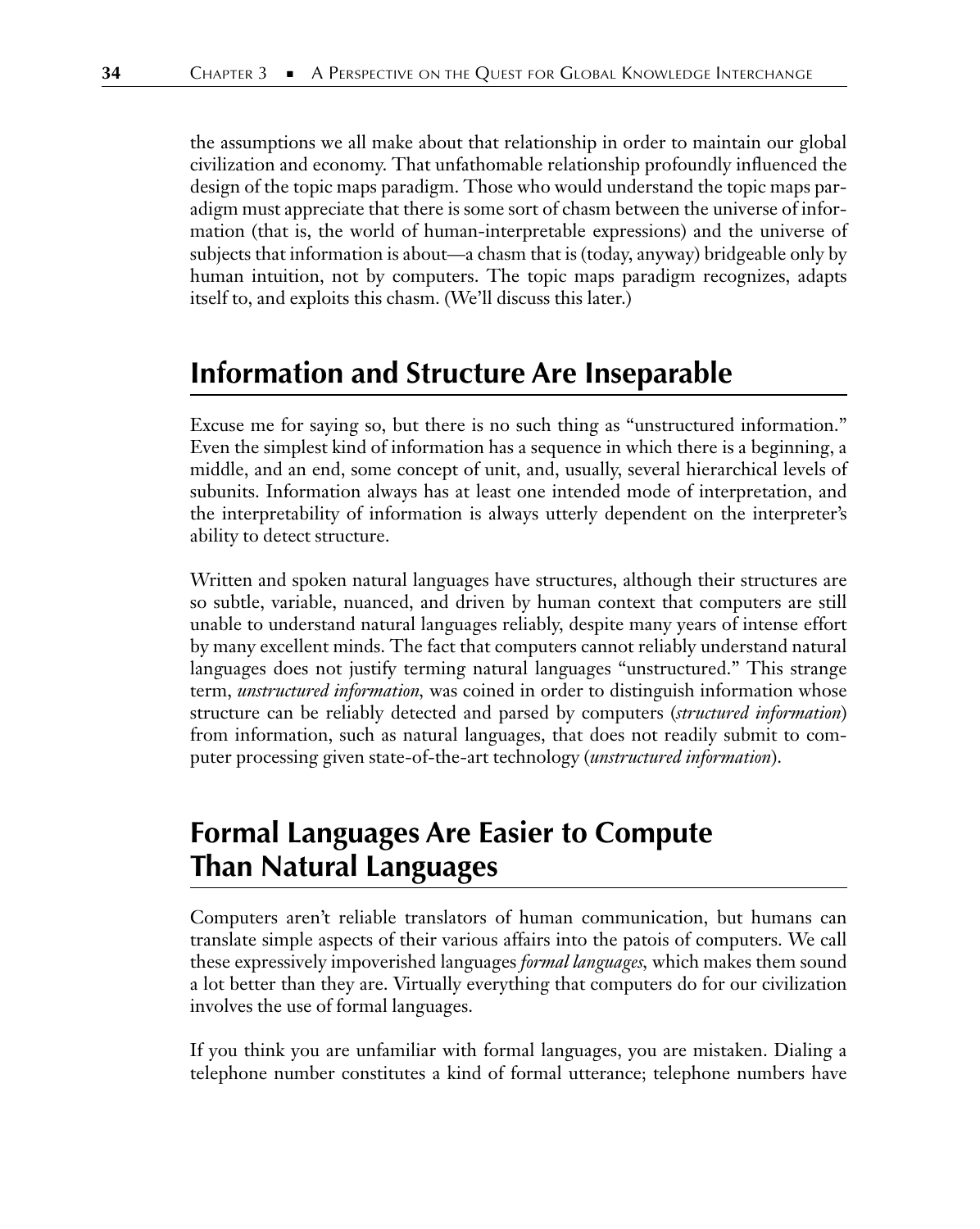the assumptions we all make about that relationship in order to maintain our global civilization and economy. That unfathomable relationship profoundly influenced the design of the topic maps paradigm. Those who would understand the topic maps paradigm must appreciate that there is some sort of chasm between the universe of information (that is, the world of human-interpretable expressions) and the universe of subjects that information is about—a chasm that is (today, anyway) bridgeable only by human intuition, not by computers. The topic maps paradigm recognizes, adapts itself to, and exploits this chasm. (We'll discuss this later.)

## Information and Structure Are Inseparable

Excuse me for saying so, but there is no such thing as "unstructured information." Even the simplest kind of information has a sequence in which there is a beginning, a middle, and an end, some concept of unit, and, usually, several hierarchical levels of subunits. Information always has at least one intended mode of interpretation, and the interpretability of information is always utterly dependent on the interpreter's ability to detect structure.

Written and spoken natural languages have structures, although their structures are so subtle, variable, nuanced, and driven by human context that computers are still unable to understand natural languages reliably, despite many years of intense effort by many excellent minds. The fact that computers cannot reliably understand natural languages does not justify terming natural languages "unstructured." This strange term, *unstructured information*, was coined in order to distinguish information whose structure can be reliably detected and parsed by computers (*structured information*) from information, such as natural languages, that does not readily submit to computer processing given state-of-the-art technology (*unstructured information*).

## Formal Languages Are Easier to Compute Than Natural Languages

Computers aren't reliable translators of human communication, but humans can translate simple aspects of their various affairs into the patois of computers. We call these expressively impoverished languages *formal languages*, which makes them sound a lot better than they are. Virtually everything that computers do for our civilization involves the use of formal languages.

If you think you are unfamiliar with formal languages, you are mistaken. Dialing a telephone number constitutes a kind of formal utterance; telephone numbers have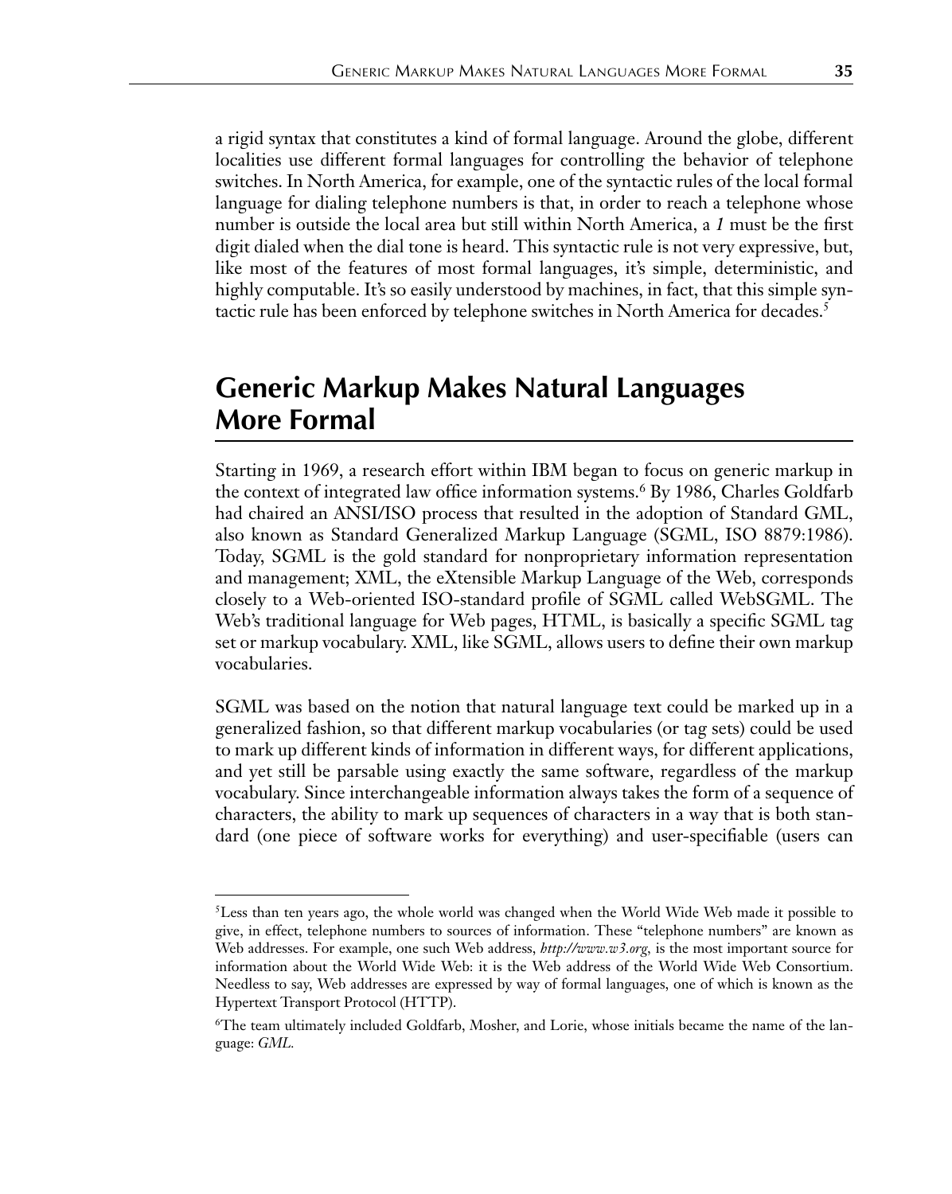a rigid syntax that constitutes a kind of formal language. Around the globe, different localities use different formal languages for controlling the behavior of telephone switches. In North America, for example, one of the syntactic rules of the local formal language for dialing telephone numbers is that, in order to reach a telephone whose number is outside the local area but still within North America, a *1* must be the first digit dialed when the dial tone is heard. This syntactic rule is not very expressive, but, like most of the features of most formal languages, it's simple, deterministic, and highly computable. It's so easily understood by machines, in fact, that this simple syntactic rule has been enforced by telephone switches in North America for decades.[5]

## Generic Markup Makes Natural Languages More Formal

Starting in 1969, a research effort within IBM began to focus on generic markup in the context of integrated law office information systems.[6] By 1986, Charles Goldfarb had chaired an ANSI/ISO process that resulted in the adoption of Standard GML, also known as Standard Generalized Markup Language (SGML, ISO 8879:1986). Today, SGML is the gold standard for nonproprietary information representation and management; XML, the eXtensible Markup Language of the Web, corresponds closely to a Web-oriented ISO-standard profile of SGML called WebSGML. The Web's traditional language for Web pages, HTML, is basically a specific SGML tag set or markup vocabulary. XML, like SGML, allows users to define their own markup vocabularies.

SGML was based on the notion that natural language text could be marked up in a generalized fashion, so that different markup vocabularies (or tag sets) could be used to mark up different kinds of information in different ways, for different applications, and yet still be parsable using exactly the same software, regardless of the markup vocabulary. Since interchangeable information always takes the form of a sequence of characters, the ability to mark up sequences of characters in a way that is both standard (one piece of software works for everything) and user-specifiable (users can

---

[5] Less than ten years ago, the whole world was changed when the World Wide Web made it possible to give, in effect, telephone numbers to sources of information. These "telephone numbers" are known as Web addresses. For example, one such Web address, *http://www.w3.org*, is the most important source for information about the World Wide Web: it is the Web address of the World Wide Web Consortium. Needless to say, Web addresses are expressed by way of formal languages, one of which is known as the Hypertext Transport Protocol (HTTP).

[6] The team ultimately included Goldfarb, Mosher, and Lorie, whose initials became the name of the language: *GML*.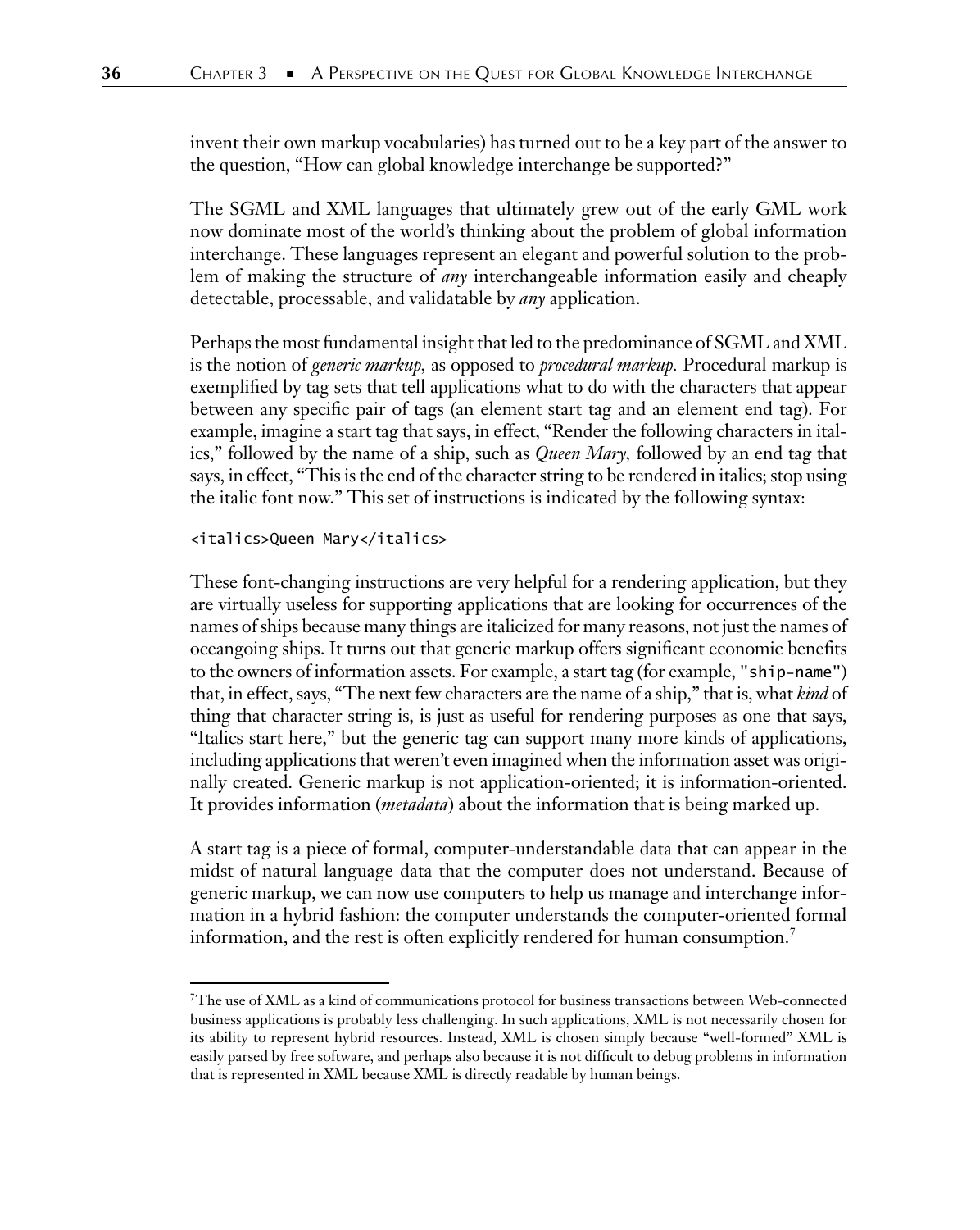invent their own markup vocabularies) has turned out to be a key part of the answer to the question, "How can global knowledge interchange be supported?"

The SGML and XML languages that ultimately grew out of the early GML work now dominate most of the world's thinking about the problem of global information interchange. These languages represent an elegant and powerful solution to the problem of making the structure of *any* interchangeable information easily and cheaply detectable, processable, and validatable by *any* application.

Perhaps the most fundamental insight that led to the predominance of SGML and XML is the notion of *generic markup,* as opposed to *procedural markup.* Procedural markup is exemplified by tag sets that tell applications what to do with the characters that appear between any specific pair of tags (an element start tag and an element end tag). For example, imagine a start tag that says, in effect, "Render the following characters in italics," followed by the name of a ship, such as *Queen Mary,* followed by an end tag that says, in effect, "This is the end of the character string to be rendered in italics; stop using the italic font now." This set of instructions is indicated by the following syntax:

```
<italics>Queen Mary</italics>
```

These font-changing instructions are very helpful for a rendering application, but they are virtually useless for supporting applications that are looking for occurrences of the names of ships because many things are italicized for many reasons, not just the names of oceangoing ships. It turns out that generic markup offers significant economic benefits to the owners of information assets. For example, a start tag (for example, `"ship-name"`) that, in effect, says, "The next few characters are the name of a ship," that is, what *kind* of thing that character string is, is just as useful for rendering purposes as one that says, "Italics start here," but the generic tag can support many more kinds of applications, including applications that weren't even imagined when the information asset was originally created. Generic markup is not application-oriented; it is information-oriented. It provides information (*metadata*) about the information that is being marked up.

A start tag is a piece of formal, computer-understandable data that can appear in the midst of natural language data that the computer does not understand. Because of generic markup, we can now use computers to help us manage and interchange information in a hybrid fashion: the computer understands the computer-oriented formal information, and the rest is often explicitly rendered for human consumption.[7]

---

[7] The use of XML as a kind of communications protocol for business transactions between Web-connected business applications is probably less challenging. In such applications, XML is not necessarily chosen for its ability to represent hybrid resources. Instead, XML is chosen simply because "well-formed" XML is easily parsed by free software, and perhaps also because it is not difficult to debug problems in information that is represented in XML because XML is directly readable by human beings.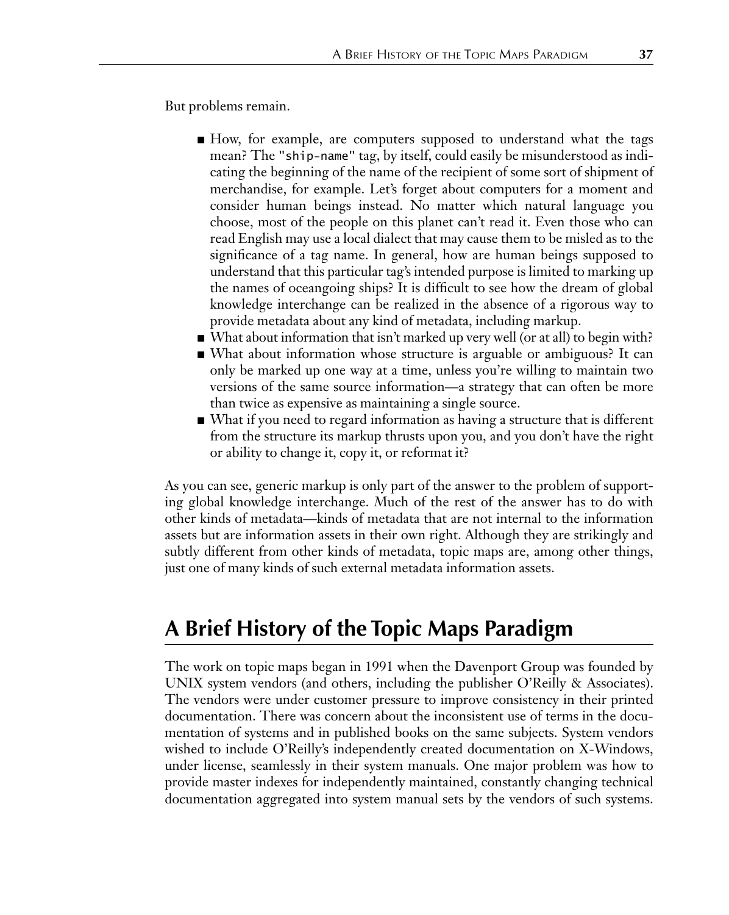But problems remain.

- How, for example, are computers supposed to understand what the tags mean? The `"ship-name"` tag, by itself, could easily be misunderstood as indicating the beginning of the name of the recipient of some sort of shipment of merchandise, for example. Let's forget about computers for a moment and consider human beings instead. No matter which natural language you choose, most of the people on this planet can't read it. Even those who can read English may use a local dialect that may cause them to be misled as to the significance of a tag name. In general, how are human beings supposed to understand that this particular tag's intended purpose is limited to marking up the names of oceangoing ships? It is difficult to see how the dream of global knowledge interchange can be realized in the absence of a rigorous way to provide metadata about any kind of metadata, including markup.
- What about information that isn't marked up very well (or at all) to begin with?
- What about information whose structure is arguable or ambiguous? It can only be marked up one way at a time, unless you're willing to maintain two versions of the same source information—a strategy that can often be more than twice as expensive as maintaining a single source.
- What if you need to regard information as having a structure that is different from the structure its markup thrusts upon you, and you don't have the right or ability to change it, copy it, or reformat it?

As you can see, generic markup is only part of the answer to the problem of supporting global knowledge interchange. Much of the rest of the answer has to do with other kinds of metadata—kinds of metadata that are not internal to the information assets but are information assets in their own right. Although they are strikingly and subtly different from other kinds of metadata, topic maps are, among other things, just one of many kinds of such external metadata information assets.

## A Brief History of the Topic Maps Paradigm

The work on topic maps began in 1991 when the Davenport Group was founded by UNIX system vendors (and others, including the publisher O'Reilly & Associates). The vendors were under customer pressure to improve consistency in their printed documentation. There was concern about the inconsistent use of terms in the documentation of systems and in published books on the same subjects. System vendors wished to include O'Reilly's independently created documentation on X-Windows, under license, seamlessly in their system manuals. One major problem was how to provide master indexes for independently maintained, constantly changing technical documentation aggregated into system manual sets by the vendors of such systems.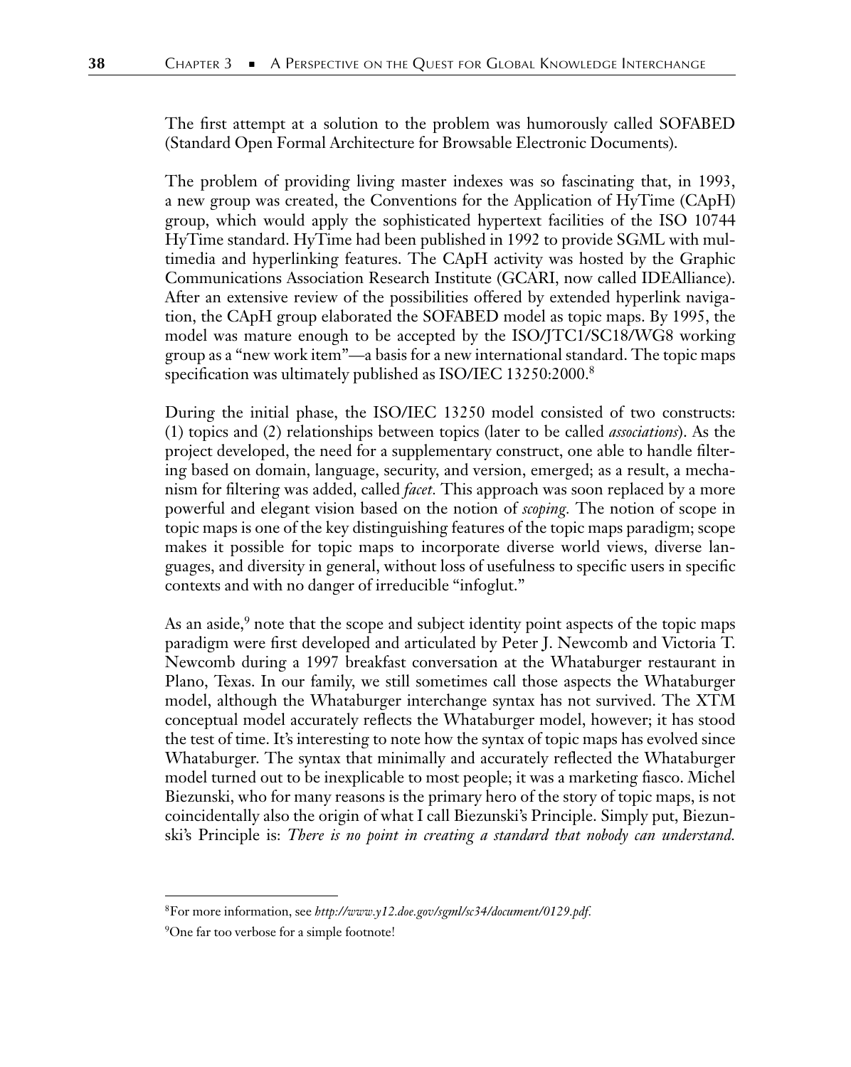The first attempt at a solution to the problem was humorously called SOFABED (Standard Open Formal Architecture for Browsable Electronic Documents).

The problem of providing living master indexes was so fascinating that, in 1993, a new group was created, the Conventions for the Application of HyTime (CApH) group, which would apply the sophisticated hypertext facilities of the ISO 10744 HyTime standard. HyTime had been published in 1992 to provide SGML with multimedia and hyperlinking features. The CApH activity was hosted by the Graphic Communications Association Research Institute (GCARI, now called IDEAlliance). After an extensive review of the possibilities offered by extended hyperlink navigation, the CApH group elaborated the SOFABED model as topic maps. By 1995, the model was mature enough to be accepted by the ISO/JTC1/SC18/WG8 working group as a "new work item"—a basis for a new international standard. The topic maps specification was ultimately published as ISO/IEC 13250:2000.[8]

During the initial phase, the ISO/IEC 13250 model consisted of two constructs: (1) topics and (2) relationships between topics (later to be called *associations*). As the project developed, the need for a supplementary construct, one able to handle filtering based on domain, language, security, and version, emerged; as a result, a mechanism for filtering was added, called *facet.* This approach was soon replaced by a more powerful and elegant vision based on the notion of *scoping.* The notion of scope in topic maps is one of the key distinguishing features of the topic maps paradigm; scope makes it possible for topic maps to incorporate diverse world views, diverse languages, and diversity in general, without loss of usefulness to specific users in specific contexts and with no danger of irreducible "infoglut."

As an aside,[9] note that the scope and subject identity point aspects of the topic maps paradigm were first developed and articulated by Peter J. Newcomb and Victoria T. Newcomb during a 1997 breakfast conversation at the Whataburger restaurant in Plano, Texas. In our family, we still sometimes call those aspects the Whataburger model, although the Whataburger interchange syntax has not survived. The XTM conceptual model accurately reflects the Whataburger model, however; it has stood the test of time. It's interesting to note how the syntax of topic maps has evolved since Whataburger. The syntax that minimally and accurately reflected the Whataburger model turned out to be inexplicable to most people; it was a marketing fiasco. Michel Biezunski, who for many reasons is the primary hero of the story of topic maps, is not coincidentally also the origin of what I call Biezunski's Principle. Simply put, Biezunski's Principle is: *There is no point in creating a standard that nobody can understand.*

---

[8] For more information, see *http://www.y12.doe.gov/sgml/sc34/document/0129.pdf.*

[9] One far too verbose for a simple footnote!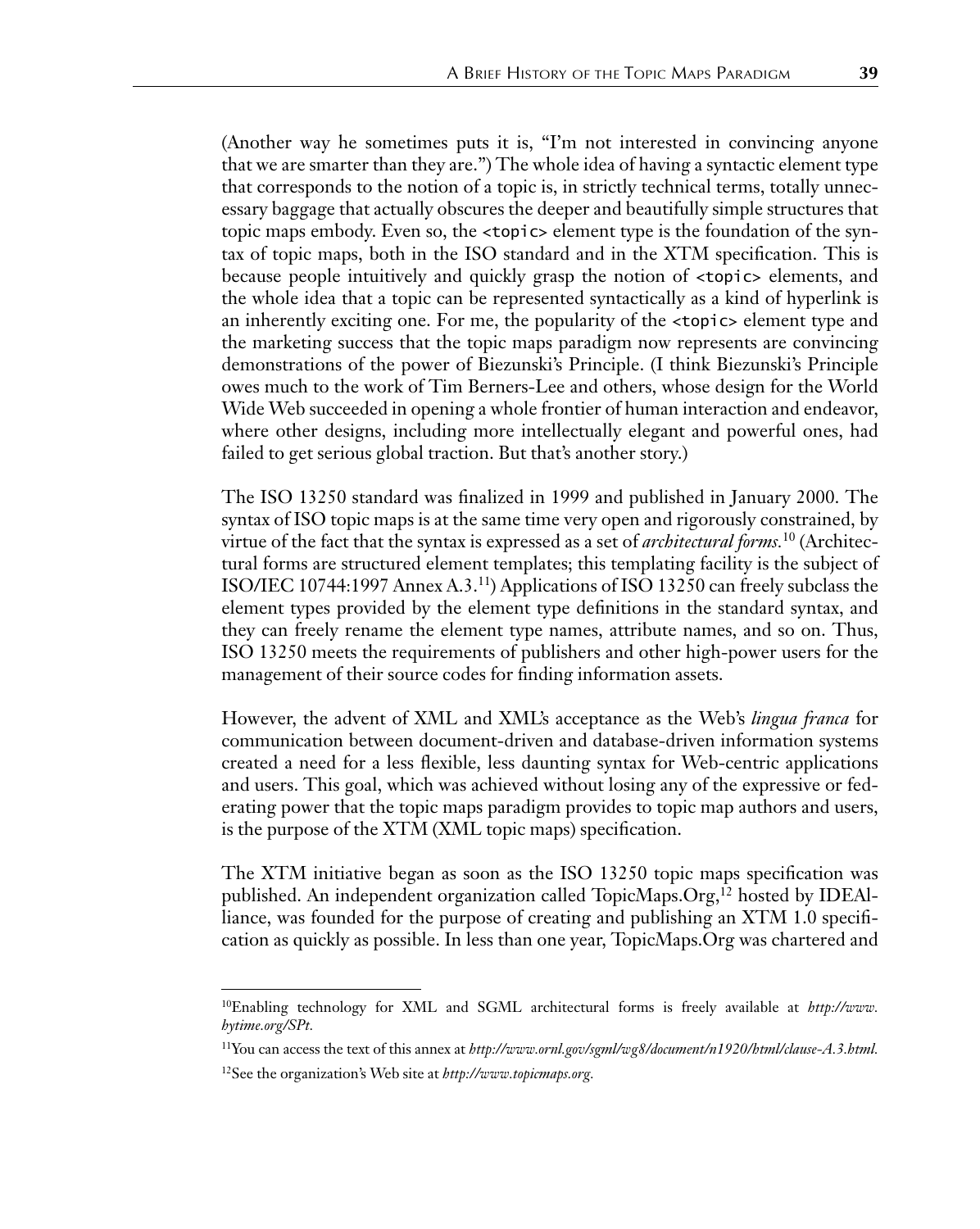(Another way he sometimes puts it is, "I'm not interested in convincing anyone that we are smarter than they are.") The whole idea of having a syntactic element type that corresponds to the notion of a topic is, in strictly technical terms, totally unnecessary baggage that actually obscures the deeper and beautifully simple structures that topic maps embody. Even so, the `<topic>` element type is the foundation of the syntax of topic maps, both in the ISO standard and in the XTM specification. This is because people intuitively and quickly grasp the notion of `<topic>` elements, and the whole idea that a topic can be represented syntactically as a kind of hyperlink is an inherently exciting one. For me, the popularity of the `<topic>` element type and the marketing success that the topic maps paradigm now represents are convincing demonstrations of the power of Biezunski's Principle. (I think Biezunski's Principle owes much to the work of Tim Berners-Lee and others, whose design for the World Wide Web succeeded in opening a whole frontier of human interaction and endeavor, where other designs, including more intellectually elegant and powerful ones, had failed to get serious global traction. But that's another story.)

The ISO 13250 standard was finalized in 1999 and published in January 2000. The syntax of ISO topic maps is at the same time very open and rigorously constrained, by virtue of the fact that the syntax is expressed as a set of *architectural forms.*[10] (Architectural forms are structured element templates; this templating facility is the subject of ISO/IEC 10744:1997 Annex A.3.[11]) Applications of ISO 13250 can freely subclass the element types provided by the element type definitions in the standard syntax, and they can freely rename the element type names, attribute names, and so on. Thus, ISO 13250 meets the requirements of publishers and other high-power users for the management of their source codes for finding information assets.

However, the advent of XML and XML's acceptance as the Web's *lingua franca* for communication between document-driven and database-driven information systems created a need for a less flexible, less daunting syntax for Web-centric applications and users. This goal, which was achieved without losing any of the expressive or federating power that the topic maps paradigm provides to topic map authors and users, is the purpose of the XTM (XML topic maps) specification.

The XTM initiative began as soon as the ISO 13250 topic maps specification was published. An independent organization called TopicMaps.Org,[12] hosted by IDEAlliance, was founded for the purpose of creating and publishing an XTM 1.0 specification as quickly as possible. In less than one year, TopicMaps.Org was chartered and

---

[10]Enabling technology for XML and SGML architectural forms is freely available at *http://www.hytime.org/SPt.*

[11]You can access the text of this annex at *http://www.ornl.gov/sgml/wg8/document/n1920/html/clause-A.3.html.*

[12]See the organization's Web site at *http://www.topicmaps.org.*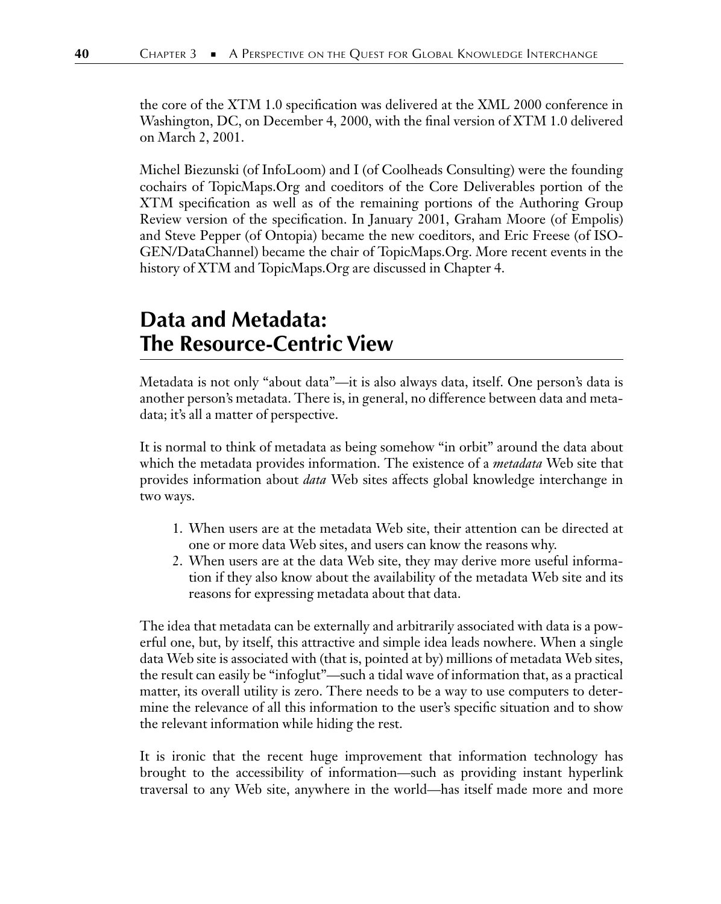the core of the XTM 1.0 specification was delivered at the XML 2000 conference in Washington, DC, on December 4, 2000, with the final version of XTM 1.0 delivered on March 2, 2001.

Michel Biezunski (of InfoLoom) and I (of Coolheads Consulting) were the founding cochairs of TopicMaps.Org and coeditors of the Core Deliverables portion of the XTM specification as well as of the remaining portions of the Authoring Group Review version of the specification. In January 2001, Graham Moore (of Empolis) and Steve Pepper (of Ontopia) became the new coeditors, and Eric Freese (of ISOGEN/DataChannel) became the chair of TopicMaps.Org. More recent events in the history of XTM and TopicMaps.Org are discussed in Chapter 4.

## Data and Metadata: The Resource-Centric View

Metadata is not only "about data"—it is also always data, itself. One person's data is another person's metadata. There is, in general, no difference between data and metadata; it's all a matter of perspective.

It is normal to think of metadata as being somehow "in orbit" around the data about which the metadata provides information. The existence of a *metadata* Web site that provides information about *data* Web sites affects global knowledge interchange in two ways.

1. When users are at the metadata Web site, their attention can be directed at one or more data Web sites, and users can know the reasons why.
2. When users are at the data Web site, they may derive more useful information if they also know about the availability of the metadata Web site and its reasons for expressing metadata about that data.

The idea that metadata can be externally and arbitrarily associated with data is a powerful one, but, by itself, this attractive and simple idea leads nowhere. When a single data Web site is associated with (that is, pointed at by) millions of metadata Web sites, the result can easily be "infoglut"—such a tidal wave of information that, as a practical matter, its overall utility is zero. There needs to be a way to use computers to determine the relevance of all this information to the user's specific situation and to show the relevant information while hiding the rest.

It is ironic that the recent huge improvement that information technology has brought to the accessibility of information—such as providing instant hyperlink traversal to any Web site, anywhere in the world—has itself made more and more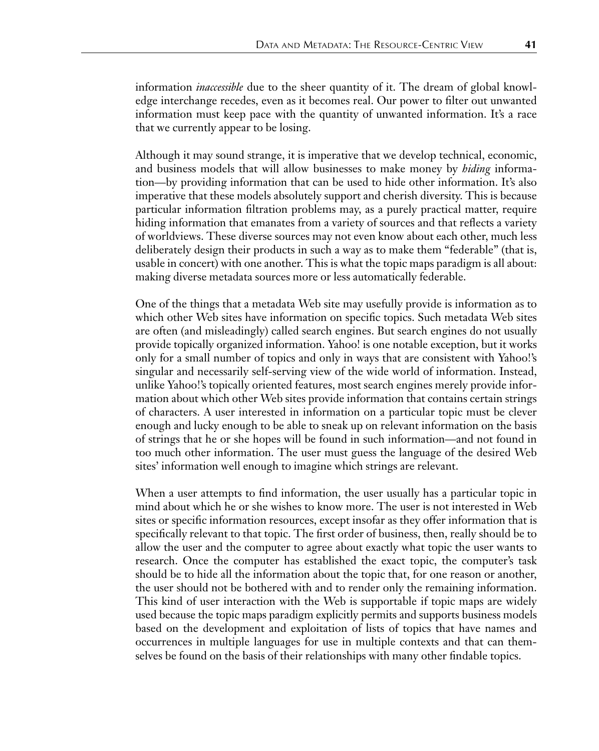information *inaccessible* due to the sheer quantity of it. The dream of global knowledge interchange recedes, even as it becomes real. Our power to filter out unwanted information must keep pace with the quantity of unwanted information. It's a race that we currently appear to be losing.

Although it may sound strange, it is imperative that we develop technical, economic, and business models that will allow businesses to make money by *hiding* information—by providing information that can be used to hide other information. It's also imperative that these models absolutely support and cherish diversity. This is because particular information filtration problems may, as a purely practical matter, require hiding information that emanates from a variety of sources and that reflects a variety of worldviews. These diverse sources may not even know about each other, much less deliberately design their products in such a way as to make them "federable" (that is, usable in concert) with one another. This is what the topic maps paradigm is all about: making diverse metadata sources more or less automatically federable.

One of the things that a metadata Web site may usefully provide is information as to which other Web sites have information on specific topics. Such metadata Web sites are often (and misleadingly) called search engines. But search engines do not usually provide topically organized information. Yahoo! is one notable exception, but it works only for a small number of topics and only in ways that are consistent with Yahoo!'s singular and necessarily self-serving view of the wide world of information. Instead, unlike Yahoo!'s topically oriented features, most search engines merely provide information about which other Web sites provide information that contains certain strings of characters. A user interested in information on a particular topic must be clever enough and lucky enough to be able to sneak up on relevant information on the basis of strings that he or she hopes will be found in such information—and not found in too much other information. The user must guess the language of the desired Web sites' information well enough to imagine which strings are relevant.

When a user attempts to find information, the user usually has a particular topic in mind about which he or she wishes to know more. The user is not interested in Web sites or specific information resources, except insofar as they offer information that is specifically relevant to that topic. The first order of business, then, really should be to allow the user and the computer to agree about exactly what topic the user wants to research. Once the computer has established the exact topic, the computer's task should be to hide all the information about the topic that, for one reason or another, the user should not be bothered with and to render only the remaining information. This kind of user interaction with the Web is supportable if topic maps are widely used because the topic maps paradigm explicitly permits and supports business models based on the development and exploitation of lists of topics that have names and occurrences in multiple languages for use in multiple contexts and that can themselves be found on the basis of their relationships with many other findable topics.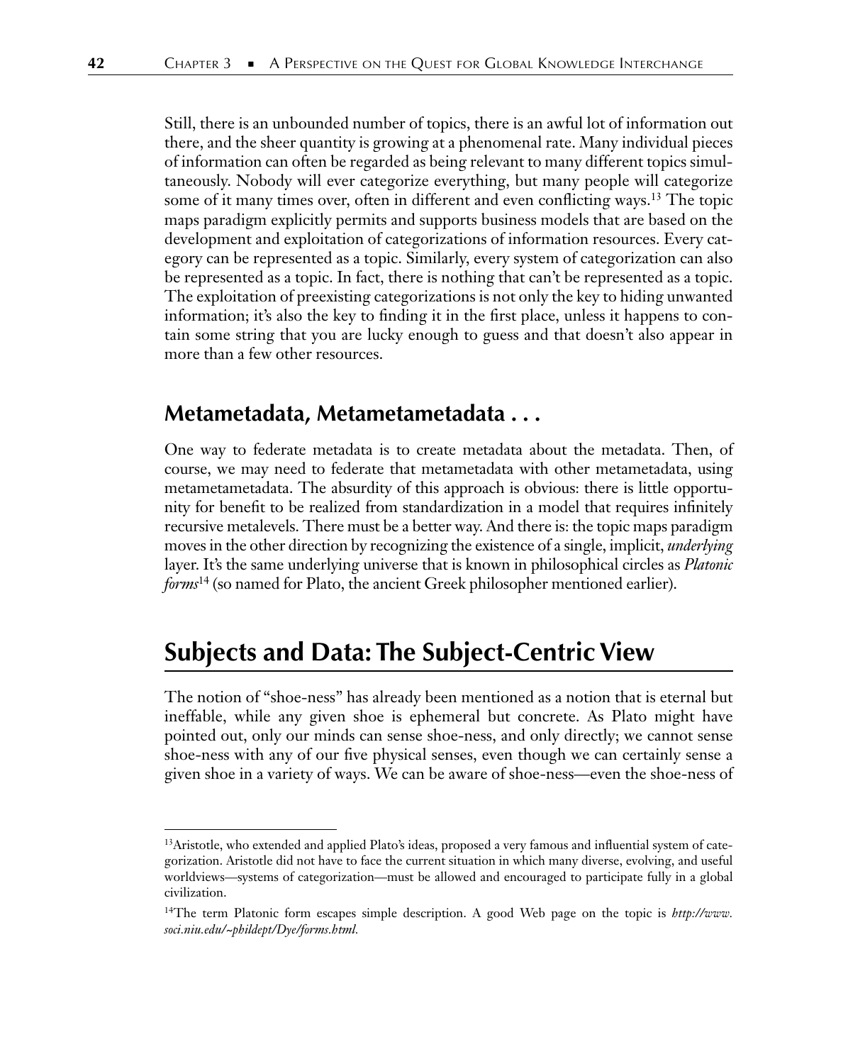Still, there is an unbounded number of topics, there is an awful lot of information out there, and the sheer quantity is growing at a phenomenal rate. Many individual pieces of information can often be regarded as being relevant to many different topics simultaneously. Nobody will ever categorize everything, but many people will categorize some of it many times over, often in different and even conflicting ways.[13] The topic maps paradigm explicitly permits and supports business models that are based on the development and exploitation of categorizations of information resources. Every category can be represented as a topic. Similarly, every system of categorization can also be represented as a topic. In fact, there is nothing that can't be represented as a topic. The exploitation of preexisting categorizations is not only the key to hiding unwanted information; it's also the key to finding it in the first place, unless it happens to contain some string that you are lucky enough to guess and that doesn't also appear in more than a few other resources.

## Metametadata, Metametametadata . . .

One way to federate metadata is to create metadata about the metadata. Then, of course, we may need to federate that metametadata with other metametadata, using metametametadata. The absurdity of this approach is obvious: there is little opportunity for benefit to be realized from standardization in a model that requires infinitely recursive metalevels. There must be a better way. And there is: the topic maps paradigm moves in the other direction by recognizing the existence of a single, implicit, *underlying* layer. It's the same underlying universe that is known in philosophical circles as *Platonic forms*[14] (so named for Plato, the ancient Greek philosopher mentioned earlier).

# Subjects and Data: The Subject-Centric View

The notion of "shoe-ness" has already been mentioned as a notion that is eternal but ineffable, while any given shoe is ephemeral but concrete. As Plato might have pointed out, only our minds can sense shoe-ness, and only directly; we cannot sense shoe-ness with any of our five physical senses, even though we can certainly sense a given shoe in a variety of ways. We can be aware of shoe-ness—even the shoe-ness of

---

[13] Aristotle, who extended and applied Plato's ideas, proposed a very famous and influential system of categorization. Aristotle did not have to face the current situation in which many diverse, evolving, and useful worldviews—systems of categorization—must be allowed and encouraged to participate fully in a global civilization.

[14] The term Platonic form escapes simple description. A good Web page on the topic is *http://www.soci.niu.edu/~phildept/Dye/forms.html.*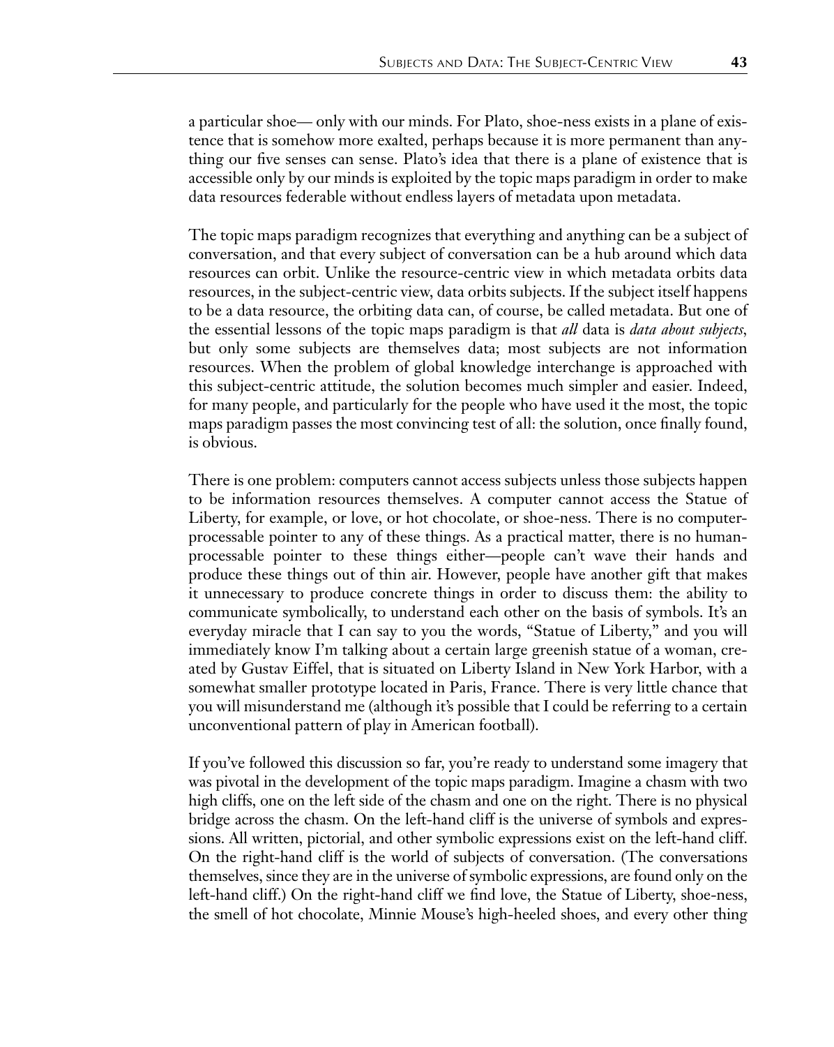a particular shoe— only with our minds. For Plato, shoe-ness exists in a plane of existence that is somehow more exalted, perhaps because it is more permanent than anything our five senses can sense. Plato's idea that there is a plane of existence that is accessible only by our minds is exploited by the topic maps paradigm in order to make data resources federable without endless layers of metadata upon metadata.

The topic maps paradigm recognizes that everything and anything can be a subject of conversation, and that every subject of conversation can be a hub around which data resources can orbit. Unlike the resource-centric view in which metadata orbits data resources, in the subject-centric view, data orbits subjects. If the subject itself happens to be a data resource, the orbiting data can, of course, be called metadata. But one of the essential lessons of the topic maps paradigm is that *all* data is *data about subjects*, but only some subjects are themselves data; most subjects are not information resources. When the problem of global knowledge interchange is approached with this subject-centric attitude, the solution becomes much simpler and easier. Indeed, for many people, and particularly for the people who have used it the most, the topic maps paradigm passes the most convincing test of all: the solution, once finally found, is obvious.

There is one problem: computers cannot access subjects unless those subjects happen to be information resources themselves. A computer cannot access the Statue of Liberty, for example, or love, or hot chocolate, or shoe-ness. There is no computer-processable pointer to any of these things. As a practical matter, there is no human-processable pointer to these things either—people can't wave their hands and produce these things out of thin air. However, people have another gift that makes it unnecessary to produce concrete things in order to discuss them: the ability to communicate symbolically, to understand each other on the basis of symbols. It's an everyday miracle that I can say to you the words, "Statue of Liberty," and you will immediately know I'm talking about a certain large greenish statue of a woman, created by Gustav Eiffel, that is situated on Liberty Island in New York Harbor, with a somewhat smaller prototype located in Paris, France. There is very little chance that you will misunderstand me (although it's possible that I could be referring to a certain unconventional pattern of play in American football).

If you've followed this discussion so far, you're ready to understand some imagery that was pivotal in the development of the topic maps paradigm. Imagine a chasm with two high cliffs, one on the left side of the chasm and one on the right. There is no physical bridge across the chasm. On the left-hand cliff is the universe of symbols and expressions. All written, pictorial, and other symbolic expressions exist on the left-hand cliff. On the right-hand cliff is the world of subjects of conversation. (The conversations themselves, since they are in the universe of symbolic expressions, are found only on the left-hand cliff.) On the right-hand cliff we find love, the Statue of Liberty, shoe-ness, the smell of hot chocolate, Minnie Mouse's high-heeled shoes, and every other thing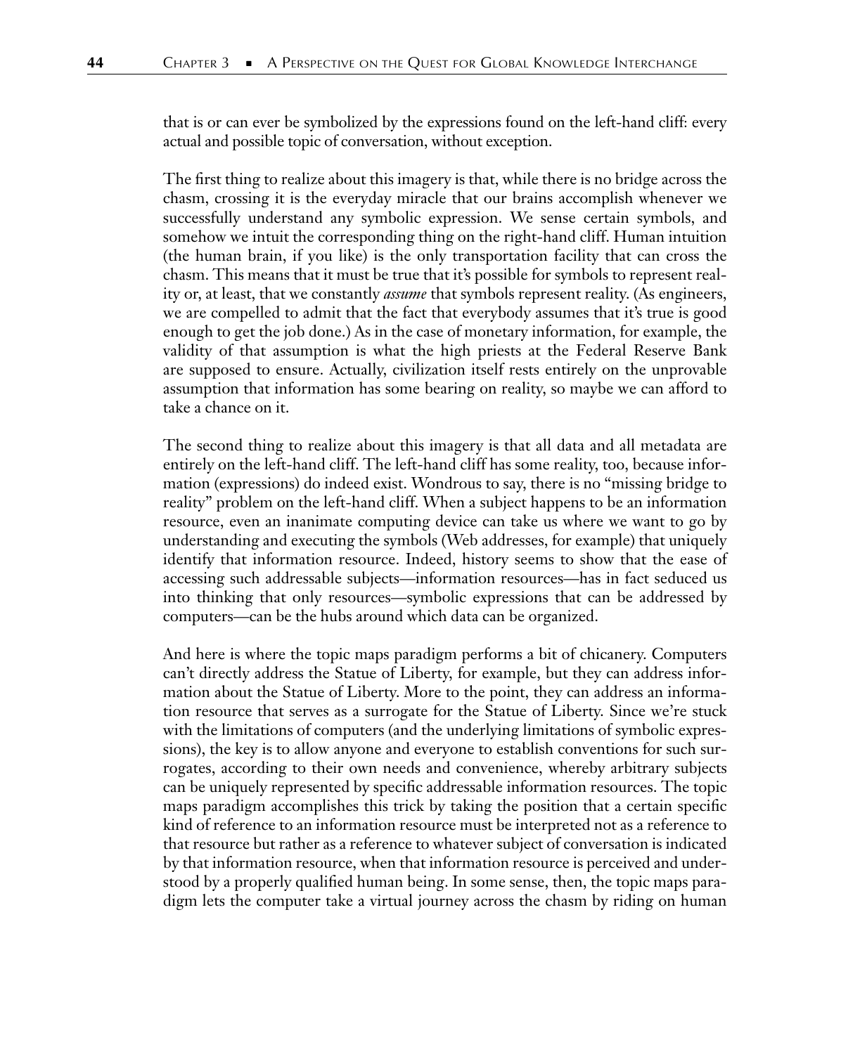that is or can ever be symbolized by the expressions found on the left-hand cliff: every actual and possible topic of conversation, without exception.

The first thing to realize about this imagery is that, while there is no bridge across the chasm, crossing it is the everyday miracle that our brains accomplish whenever we successfully understand any symbolic expression. We sense certain symbols, and somehow we intuit the corresponding thing on the right-hand cliff. Human intuition (the human brain, if you like) is the only transportation facility that can cross the chasm. This means that it must be true that it's possible for symbols to represent reality or, at least, that we constantly *assume* that symbols represent reality. (As engineers, we are compelled to admit that the fact that everybody assumes that it's true is good enough to get the job done.) As in the case of monetary information, for example, the validity of that assumption is what the high priests at the Federal Reserve Bank are supposed to ensure. Actually, civilization itself rests entirely on the unprovable assumption that information has some bearing on reality, so maybe we can afford to take a chance on it.

The second thing to realize about this imagery is that all data and all metadata are entirely on the left-hand cliff. The left-hand cliff has some reality, too, because information (expressions) do indeed exist. Wondrous to say, there is no "missing bridge to reality" problem on the left-hand cliff. When a subject happens to be an information resource, even an inanimate computing device can take us where we want to go by understanding and executing the symbols (Web addresses, for example) that uniquely identify that information resource. Indeed, history seems to show that the ease of accessing such addressable subjects—information resources—has in fact seduced us into thinking that only resources—symbolic expressions that can be addressed by computers—can be the hubs around which data can be organized.

And here is where the topic maps paradigm performs a bit of chicanery. Computers can't directly address the Statue of Liberty, for example, but they can address information about the Statue of Liberty. More to the point, they can address an information resource that serves as a surrogate for the Statue of Liberty. Since we're stuck with the limitations of computers (and the underlying limitations of symbolic expressions), the key is to allow anyone and everyone to establish conventions for such surrogates, according to their own needs and convenience, whereby arbitrary subjects can be uniquely represented by specific addressable information resources. The topic maps paradigm accomplishes this trick by taking the position that a certain specific kind of reference to an information resource must be interpreted not as a reference to that resource but rather as a reference to whatever subject of conversation is indicated by that information resource, when that information resource is perceived and understood by a properly qualified human being. In some sense, then, the topic maps paradigm lets the computer take a virtual journey across the chasm by riding on human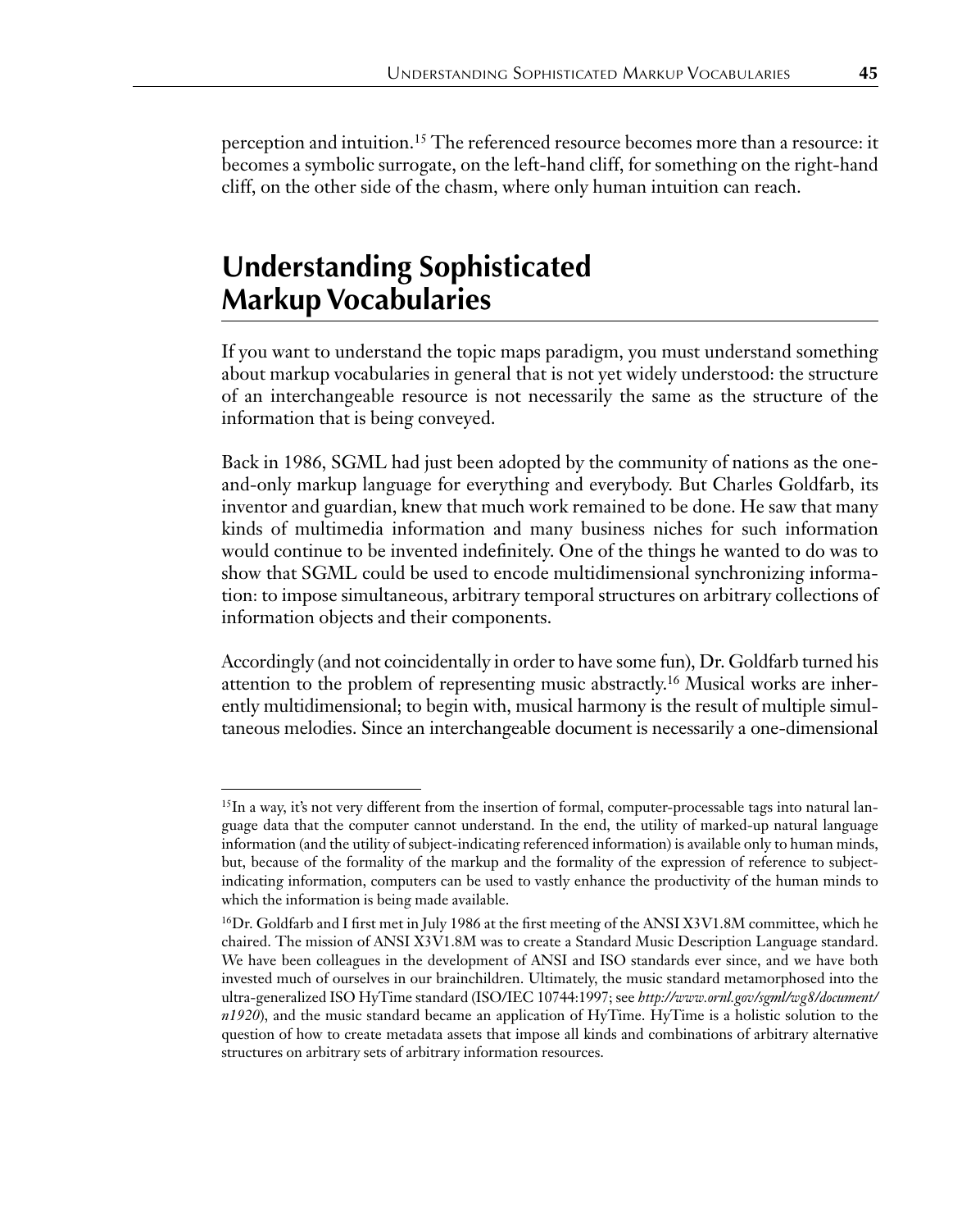perception and intuition.[15] The referenced resource becomes more than a resource: it becomes a symbolic surrogate, on the left-hand cliff, for something on the right-hand cliff, on the other side of the chasm, where only human intuition can reach.

## Understanding Sophisticated Markup Vocabularies

If you want to understand the topic maps paradigm, you must understand something about markup vocabularies in general that is not yet widely understood: the structure of an interchangeable resource is not necessarily the same as the structure of the information that is being conveyed.

Back in 1986, SGML had just been adopted by the community of nations as the one-and-only markup language for everything and everybody. But Charles Goldfarb, its inventor and guardian, knew that much work remained to be done. He saw that many kinds of multimedia information and many business niches for such information would continue to be invented indefinitely. One of the things he wanted to do was to show that SGML could be used to encode multidimensional synchronizing information: to impose simultaneous, arbitrary temporal structures on arbitrary collections of information objects and their components.

Accordingly (and not coincidentally in order to have some fun), Dr. Goldfarb turned his attention to the problem of representing music abstractly.[16] Musical works are inherently multidimensional; to begin with, musical harmony is the result of multiple simultaneous melodies. Since an interchangeable document is necessarily a one-dimensional

---

[15] In a way, it's not very different from the insertion of formal, computer-processable tags into natural language data that the computer cannot understand. In the end, the utility of marked-up natural language information (and the utility of subject-indicating referenced information) is available only to human minds, but, because of the formality of the markup and the formality of the expression of reference to subject-indicating information, computers can be used to vastly enhance the productivity of the human minds to which the information is being made available.

[16] Dr. Goldfarb and I first met in July 1986 at the first meeting of the ANSI X3V1.8M committee, which he chaired. The mission of ANSI X3V1.8M was to create a Standard Music Description Language standard. We have been colleagues in the development of ANSI and ISO standards ever since, and we have both invested much of ourselves in our brainchildren. Ultimately, the music standard metamorphosed into the ultra-generalized ISO HyTime standard (ISO/IEC 10744:1997; see *http://www.ornl.gov/sgml/wg8/document/n1920*), and the music standard became an application of HyTime. HyTime is a holistic solution to the question of how to create metadata assets that impose all kinds and combinations of arbitrary alternative structures on arbitrary sets of arbitrary information resources.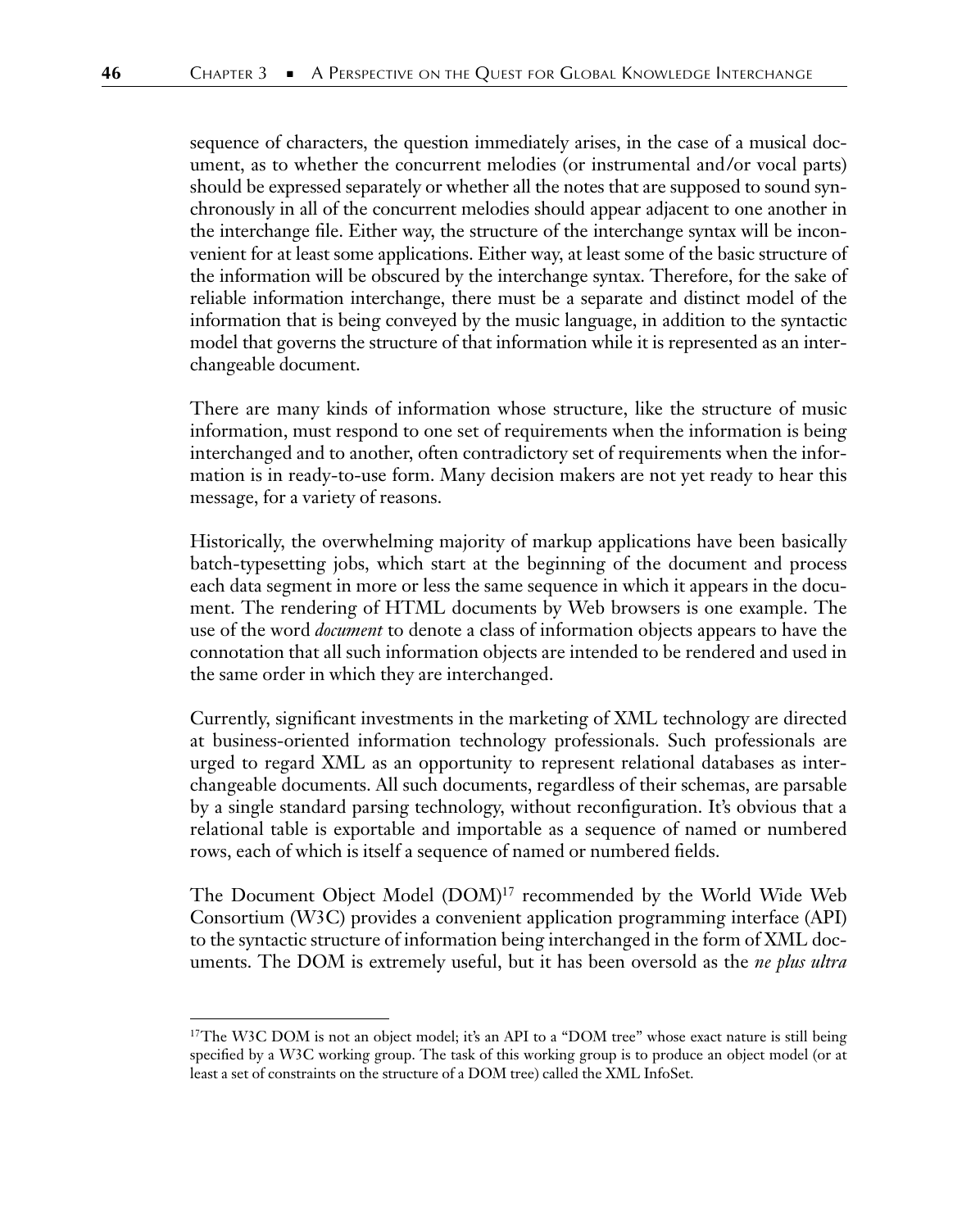sequence of characters, the question immediately arises, in the case of a musical document, as to whether the concurrent melodies (or instrumental and/or vocal parts) should be expressed separately or whether all the notes that are supposed to sound synchronously in all of the concurrent melodies should appear adjacent to one another in the interchange file. Either way, the structure of the interchange syntax will be inconvenient for at least some applications. Either way, at least some of the basic structure of the information will be obscured by the interchange syntax. Therefore, for the sake of reliable information interchange, there must be a separate and distinct model of the information that is being conveyed by the music language, in addition to the syntactic model that governs the structure of that information while it is represented as an interchangeable document.

There are many kinds of information whose structure, like the structure of music information, must respond to one set of requirements when the information is being interchanged and to another, often contradictory set of requirements when the information is in ready-to-use form. Many decision makers are not yet ready to hear this message, for a variety of reasons.

Historically, the overwhelming majority of markup applications have been basically batch-typesetting jobs, which start at the beginning of the document and process each data segment in more or less the same sequence in which it appears in the document. The rendering of HTML documents by Web browsers is one example. The use of the word *document* to denote a class of information objects appears to have the connotation that all such information objects are intended to be rendered and used in the same order in which they are interchanged.

Currently, significant investments in the marketing of XML technology are directed at business-oriented information technology professionals. Such professionals are urged to regard XML as an opportunity to represent relational databases as interchangeable documents. All such documents, regardless of their schemas, are parsable by a single standard parsing technology, without reconfiguration. It's obvious that a relational table is exportable and importable as a sequence of named or numbered rows, each of which is itself a sequence of named or numbered fields.

The Document Object Model (DOM)[17] recommended by the World Wide Web Consortium (W3C) provides a convenient application programming interface (API) to the syntactic structure of information being interchanged in the form of XML documents. The DOM is extremely useful, but it has been oversold as the *ne plus ultra*

---

[17]The W3C DOM is not an object model; it's an API to a "DOM tree" whose exact nature is still being specified by a W3C working group. The task of this working group is to produce an object model (or at least a set of constraints on the structure of a DOM tree) called the XML InfoSet.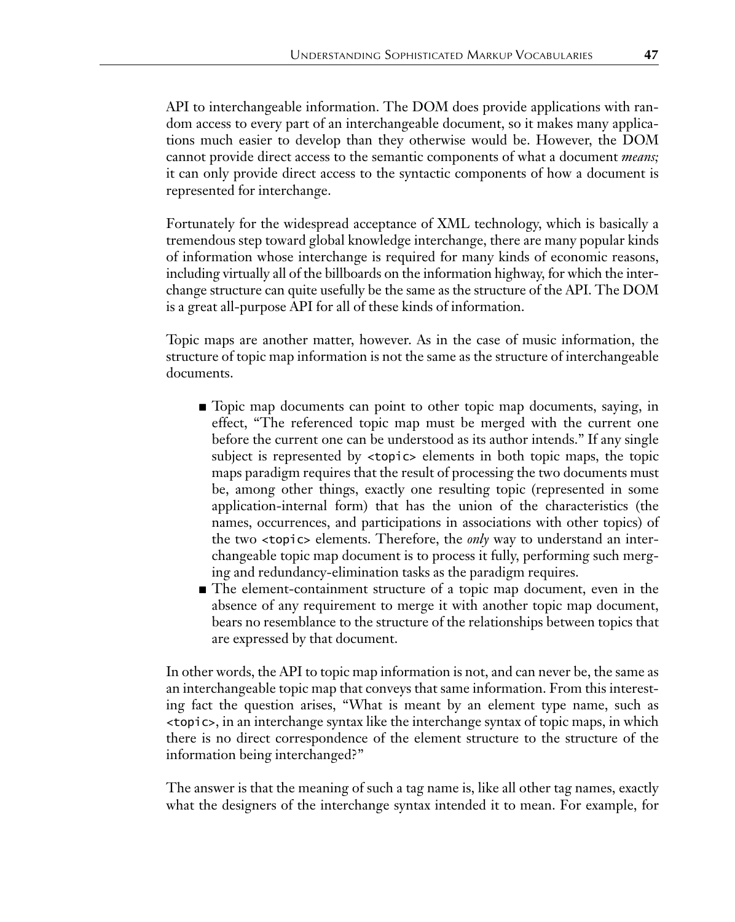API to interchangeable information. The DOM does provide applications with random access to every part of an interchangeable document, so it makes many applications much easier to develop than they otherwise would be. However, the DOM cannot provide direct access to the semantic components of what a document *means;* it can only provide direct access to the syntactic components of how a document is represented for interchange.

Fortunately for the widespread acceptance of XML technology, which is basically a tremendous step toward global knowledge interchange, there are many popular kinds of information whose interchange is required for many kinds of economic reasons, including virtually all of the billboards on the information highway, for which the interchange structure can quite usefully be the same as the structure of the API. The DOM is a great all-purpose API for all of these kinds of information.

Topic maps are another matter, however. As in the case of music information, the structure of topic map information is not the same as the structure of interchangeable documents.

- Topic map documents can point to other topic map documents, saying, in effect, "The referenced topic map must be merged with the current one before the current one can be understood as its author intends." If any single subject is represented by `<topic>` elements in both topic maps, the topic maps paradigm requires that the result of processing the two documents must be, among other things, exactly one resulting topic (represented in some application-internal form) that has the union of the characteristics (the names, occurrences, and participations in associations with other topics) of the two `<topic>` elements. Therefore, the *only* way to understand an interchangeable topic map document is to process it fully, performing such merging and redundancy-elimination tasks as the paradigm requires.
- The element-containment structure of a topic map document, even in the absence of any requirement to merge it with another topic map document, bears no resemblance to the structure of the relationships between topics that are expressed by that document.

In other words, the API to topic map information is not, and can never be, the same as an interchangeable topic map that conveys that same information. From this interesting fact the question arises, "What is meant by an element type name, such as `<topic>`, in an interchange syntax like the interchange syntax of topic maps, in which there is no direct correspondence of the element structure to the structure of the information being interchanged?"

The answer is that the meaning of such a tag name is, like all other tag names, exactly what the designers of the interchange syntax intended it to mean. For example, for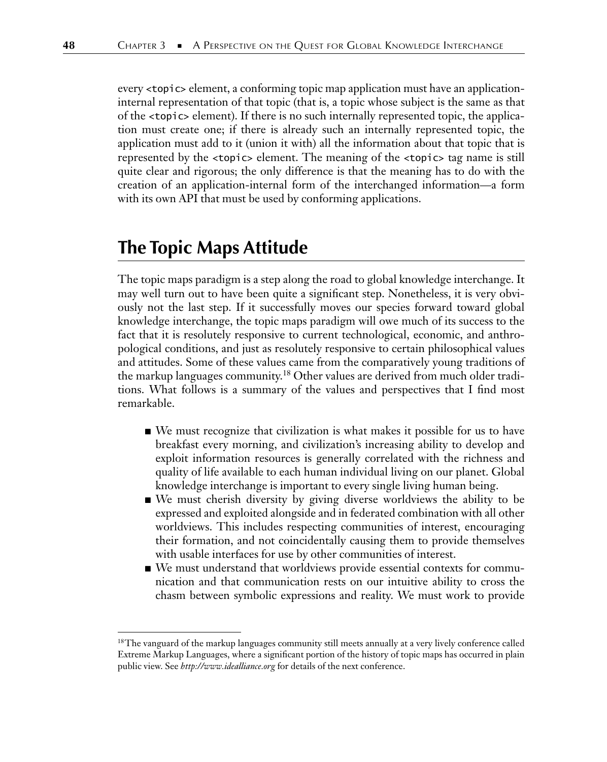every `<topic>` element, a conforming topic map application must have an application-internal representation of that topic (that is, a topic whose subject is the same as that of the `<topic>` element). If there is no such internally represented topic, the application must create one; if there is already such an internally represented topic, the application must add to it (union it with) all the information about that topic that is represented by the `<topic>` element. The meaning of the `<topic>` tag name is still quite clear and rigorous; the only difference is that the meaning has to do with the creation of an application-internal form of the interchanged information—a form with its own API that must be used by conforming applications.

## The Topic Maps Attitude

The topic maps paradigm is a step along the road to global knowledge interchange. It may well turn out to have been quite a significant step. Nonetheless, it is very obviously not the last step. If it successfully moves our species forward toward global knowledge interchange, the topic maps paradigm will owe much of its success to the fact that it is resolutely responsive to current technological, economic, and anthropological conditions, and just as resolutely responsive to certain philosophical values and attitudes. Some of these values came from the comparatively young traditions of the markup languages community.[18] Other values are derived from much older traditions. What follows is a summary of the values and perspectives that I find most remarkable.

- We must recognize that civilization is what makes it possible for us to have breakfast every morning, and civilization's increasing ability to develop and exploit information resources is generally correlated with the richness and quality of life available to each human individual living on our planet. Global knowledge interchange is important to every single living human being.
- We must cherish diversity by giving diverse worldviews the ability to be expressed and exploited alongside and in federated combination with all other worldviews. This includes respecting communities of interest, encouraging their formation, and not coincidentally causing them to provide themselves with usable interfaces for use by other communities of interest.
- We must understand that worldviews provide essential contexts for communication and that communication rests on our intuitive ability to cross the chasm between symbolic expressions and reality. We must work to provide

[18] The vanguard of the markup languages community still meets annually at a very lively conference called Extreme Markup Languages, where a significant portion of the history of topic maps has occurred in plain public view. See *http://www.idealliance.org* for details of the next conference.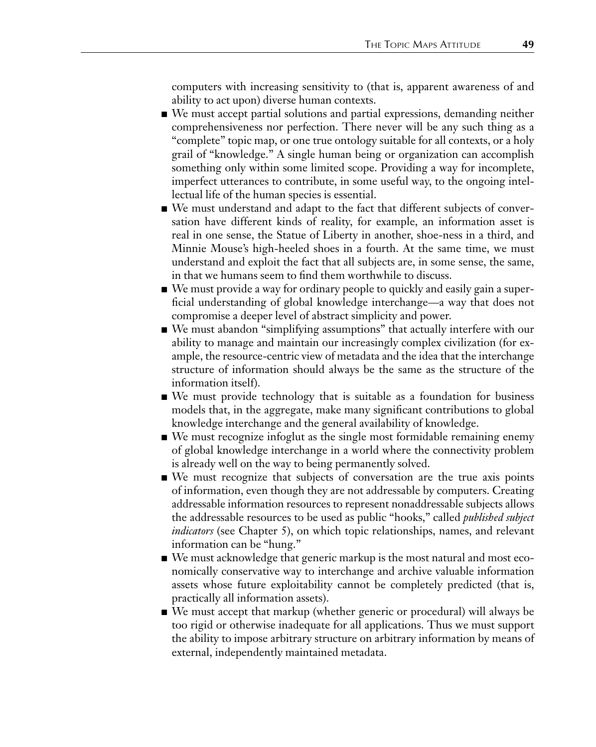computers with increasing sensitivity to (that is, apparent awareness of and ability to act upon) diverse human contexts.

- We must accept partial solutions and partial expressions, demanding neither comprehensiveness nor perfection. There never will be any such thing as a "complete" topic map, or one true ontology suitable for all contexts, or a holy grail of "knowledge." A single human being or organization can accomplish something only within some limited scope. Providing a way for incomplete, imperfect utterances to contribute, in some useful way, to the ongoing intellectual life of the human species is essential.
- We must understand and adapt to the fact that different subjects of conversation have different kinds of reality, for example, an information asset is real in one sense, the Statue of Liberty in another, shoe-ness in a third, and Minnie Mouse's high-heeled shoes in a fourth. At the same time, we must understand and exploit the fact that all subjects are, in some sense, the same, in that we humans seem to find them worthwhile to discuss.
- We must provide a way for ordinary people to quickly and easily gain a superficial understanding of global knowledge interchange—a way that does not compromise a deeper level of abstract simplicity and power.
- We must abandon "simplifying assumptions" that actually interfere with our ability to manage and maintain our increasingly complex civilization (for example, the resource-centric view of metadata and the idea that the interchange structure of information should always be the same as the structure of the information itself).
- We must provide technology that is suitable as a foundation for business models that, in the aggregate, make many significant contributions to global knowledge interchange and the general availability of knowledge.
- We must recognize infoglut as the single most formidable remaining enemy of global knowledge interchange in a world where the connectivity problem is already well on the way to being permanently solved.
- We must recognize that subjects of conversation are the true axis points of information, even though they are not addressable by computers. Creating addressable information resources to represent nonaddressable subjects allows the addressable resources to be used as public "hooks," called *published subject indicators* (see Chapter 5), on which topic relationships, names, and relevant information can be "hung."
- We must acknowledge that generic markup is the most natural and most economically conservative way to interchange and archive valuable information assets whose future exploitability cannot be completely predicted (that is, practically all information assets).
- We must accept that markup (whether generic or procedural) will always be too rigid or otherwise inadequate for all applications. Thus we must support the ability to impose arbitrary structure on arbitrary information by means of external, independently maintained metadata.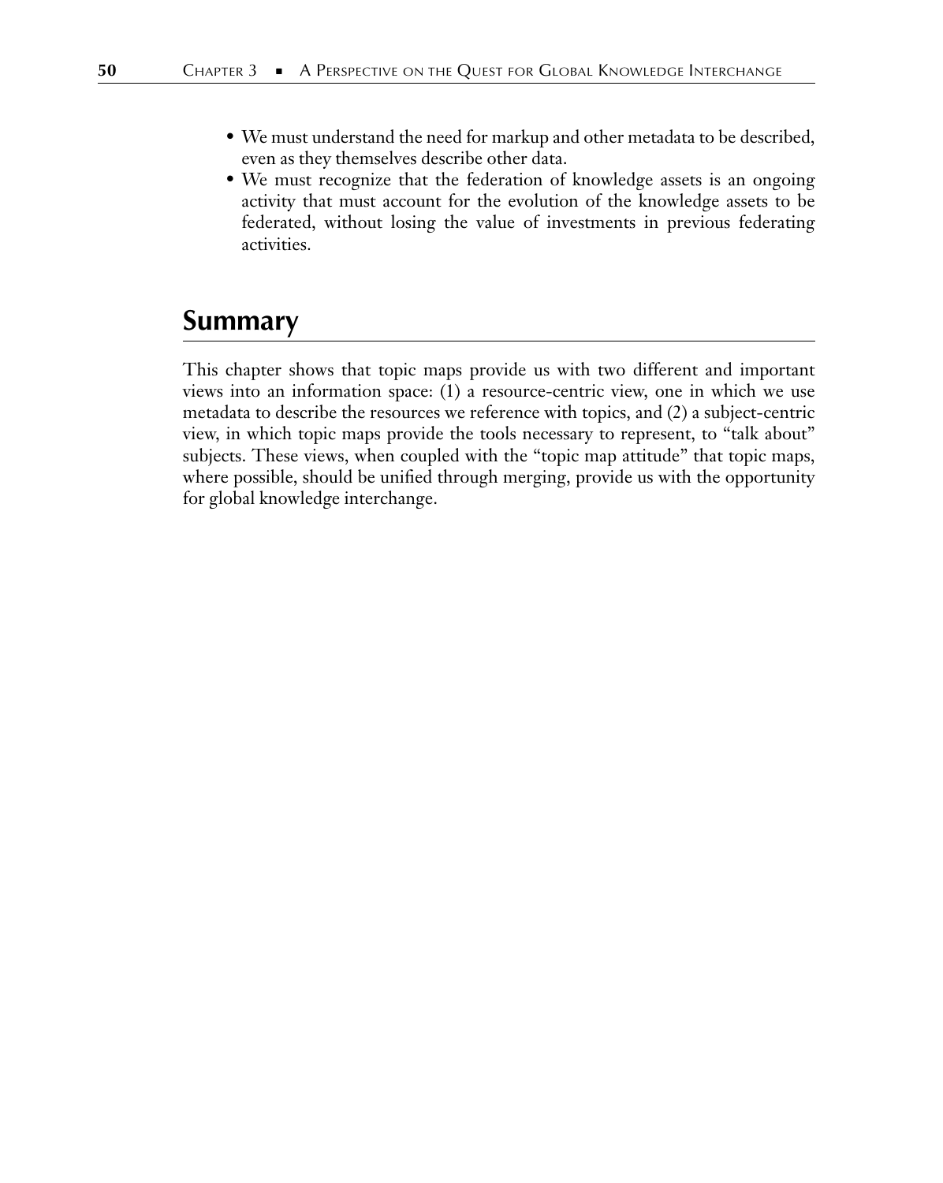- We must understand the need for markup and other metadata to be described, even as they themselves describe other data.
- We must recognize that the federation of knowledge assets is an ongoing activity that must account for the evolution of the knowledge assets to be federated, without losing the value of investments in previous federating activities.

## Summary

This chapter shows that topic maps provide us with two different and important views into an information space: (1) a resource-centric view, one in which we use metadata to describe the resources we reference with topics, and (2) a subject-centric view, in which topic maps provide the tools necessary to represent, to “talk about” subjects. These views, when coupled with the “topic map attitude” that topic maps, where possible, should be unified through merging, provide us with the opportunity for global knowledge interchange.